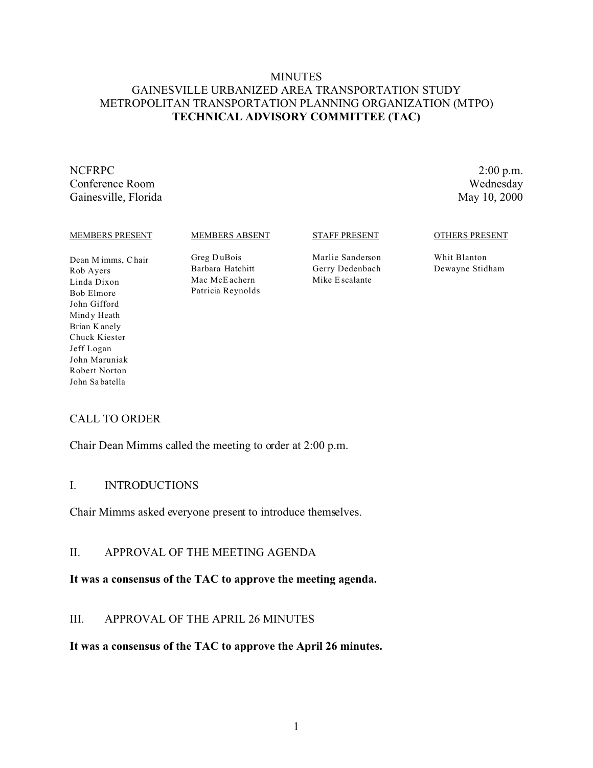# MINUTES
## GAINESVILLE URBANIZED AREA TRANSPORTATION STUDY
## METROPOLITAN TRANSPORTATION PLANNING ORGANIZATION (MTPO)
## TECHNICAL ADVISORY COMMITTEE (TAC)

NCFRPC
Conference Room
Gainesville, Florida

2:00 p.m.
Wednesday
May 10, 2000

| MEMBERS PRESENT | MEMBERS ABSENT | STAFF PRESENT | OTHERS PRESENT |
|---|---|---|---|
| Dean Mimms, Chair | Greg DuBois | Marlie Sanderson | Whit Blanton |
| Rob Ayers | Barbara Hatchitt | Gerry Dedenbach | Dewayne Stidham |
| Linda Dixon | Mac McEachern | Mike Escalante | |
| Bob Elmore | Patricia Reynolds | | |
| John Gifford | | | |
| Mindy Heath | | | |
| Brian Kanely | | | |
| Chuck Kiester | | | |
| Jeff Logan | | | |
| John Maruniak | | | |
| Robert Norton | | | |
| John Sabatella | | | |

## CALL TO ORDER

Chair Dean Mimms called the meeting to order at 2:00 p.m.

## I. INTRODUCTIONS

Chair Mimms asked everyone present to introduce themselves.

## II. APPROVAL OF THE MEETING AGENDA

**It was a consensus of the TAC to approve the meeting agenda.**

## III. APPROVAL OF THE APRIL 26 MINUTES

**It was a consensus of the TAC to approve the April 26 minutes.**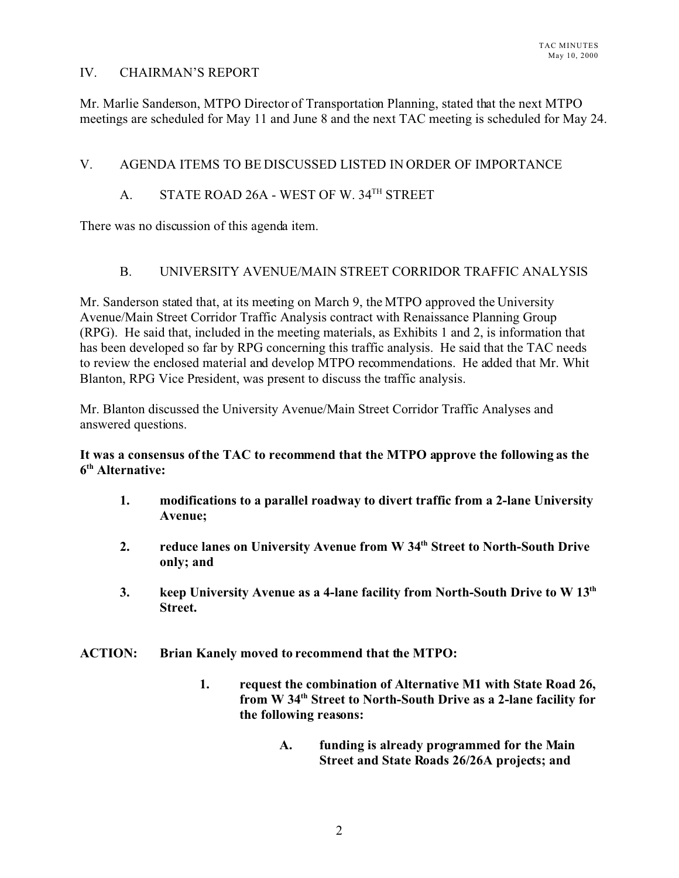## IV. CHAIRMAN'S REPORT

Mr. Marlie Sanderson, MTPO Director of Transportation Planning, stated that the next MTPO meetings are scheduled for May 11 and June 8 and the next TAC meeting is scheduled for May 24.

## V. AGENDA ITEMS TO BE DISCUSSED LISTED IN ORDER OF IMPORTANCE

### A. STATE ROAD 26A - WEST OF W. 34TH STREET

There was no discussion of this agenda item.

### B. UNIVERSITY AVENUE/MAIN STREET CORRIDOR TRAFFIC ANALYSIS

Mr. Sanderson stated that, at its meeting on March 9, the MTPO approved the University Avenue/Main Street Corridor Traffic Analysis contract with Renaissance Planning Group (RPG). He said that, included in the meeting materials, as Exhibits 1 and 2, is information that has been developed so far by RPG concerning this traffic analysis. He said that the TAC needs to review the enclosed material and develop MTPO recommendations. He added that Mr. Whit Blanton, RPG Vice President, was present to discuss the traffic analysis.

Mr. Blanton discussed the University Avenue/Main Street Corridor Traffic Analyses and answered questions.

**It was a consensus of the TAC to recommend that the MTPO approve the following as the 6th Alternative:**

1. **modifications to a parallel roadway to divert traffic from a 2-lane University Avenue;**
2. **reduce lanes on University Avenue from W 34th Street to North-South Drive only; and**
3. **keep University Avenue as a 4-lane facility from North-South Drive to W 13th Street.**

**ACTION: Brian Kanely moved to recommend that the MTPO:**

1. **request the combination of Alternative M1 with State Road 26, from W 34th Street to North-South Drive as a 2-lane facility for the following reasons:**
    - **A. funding is already programmed for the Main Street and State Roads 26/26A projects; and**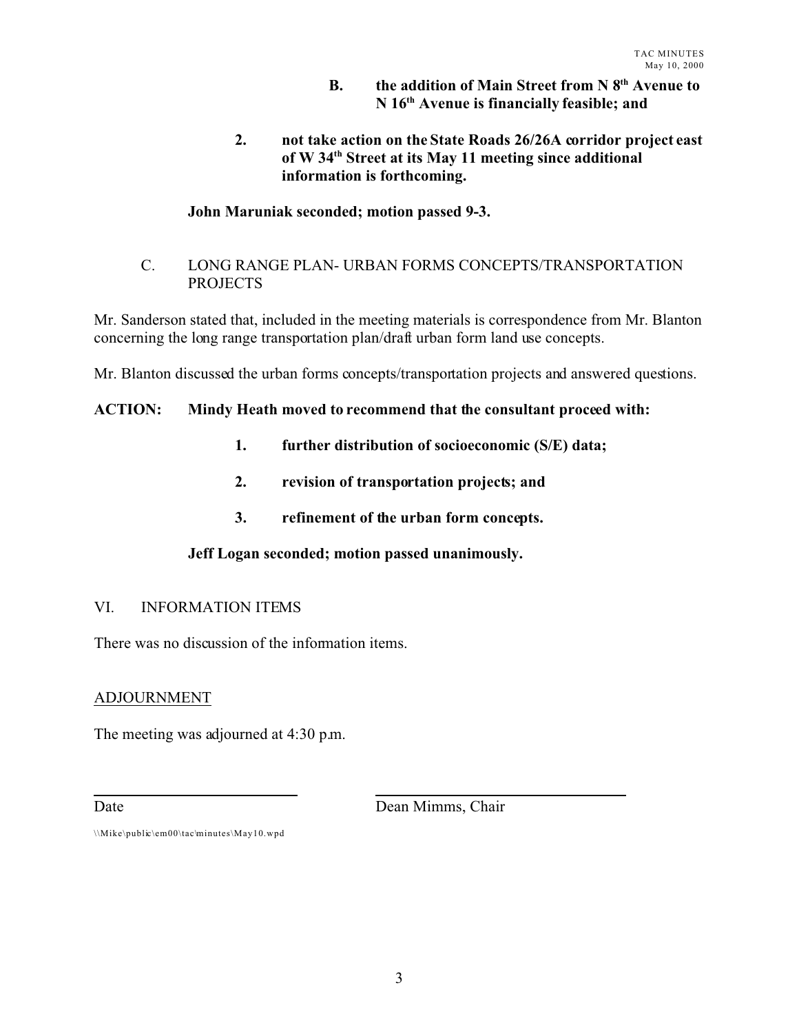**B. the addition of Main Street from N 8th Avenue to N 16th Avenue is financially feasible; and**

**2. not take action on the State Roads 26/26A corridor project east of W 34th Street at its May 11 meeting since additional information is forthcoming.**

**John Maruniak seconded; motion passed 9-3.**

C. LONG RANGE PLAN- URBAN FORMS CONCEPTS/TRANSPORTATION PROJECTS

Mr. Sanderson stated that, included in the meeting materials is correspondence from Mr. Blanton concerning the long range transportation plan/draft urban form land use concepts.

Mr. Blanton discussed the urban forms concepts/transportation projects and answered questions.

**ACTION: Mindy Heath moved to recommend that the consultant proceed with:**

**1. further distribution of socioeconomic (S/E) data;**

**2. revision of transportation projects; and**

**3. refinement of the urban form concepts.**

**Jeff Logan seconded; motion passed unanimously.**

VI. INFORMATION ITEMS

There was no discussion of the information items.

ADJOURNMENT

The meeting was adjourned at 4:30 p.m.

Date

Dean Mimms, Chair

\\Mike\public\em00\tac\minutes\May10.wpd